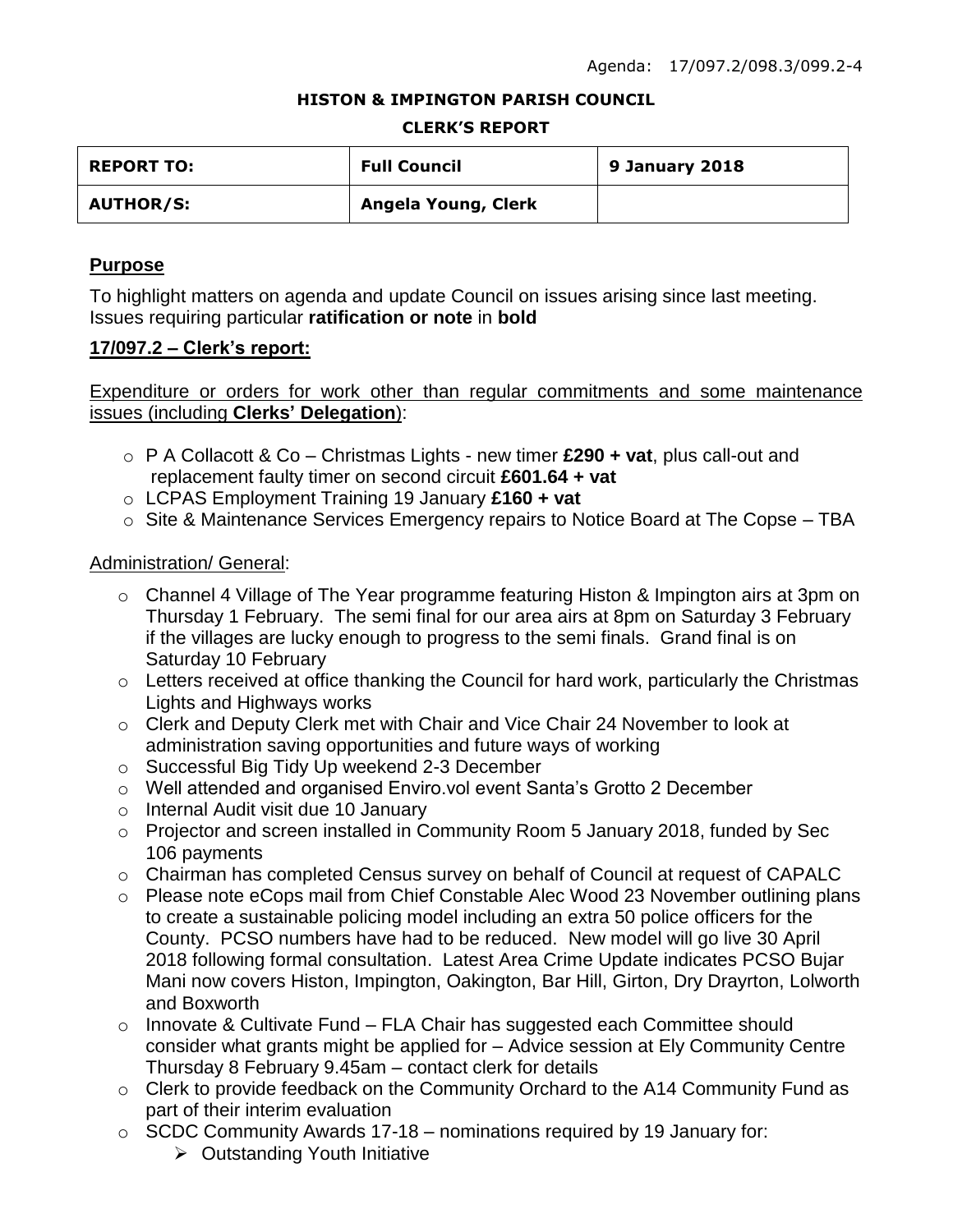Agenda: 17/097.2/098.3/099.2-4

**HISTON & IMPINGTON PARISH COUNCIL**

**CLERK'S REPORT**

| **REPORT TO:** | **Full Council** | **9 January 2018** |
|---|---|---|
| **AUTHOR/S:** | **Angela Young, Clerk** | |

## Purpose

To highlight matters on agenda and update Council on issues arising since last meeting. Issues requiring particular **ratification or note** in **bold**

## 17/097.2 – Clerk's report:

Expenditure or orders for work other than regular commitments and some maintenance issues (including **Clerks' Delegation**):

- P A Collacott & Co – Christmas Lights - new timer **£290 + vat**, plus call-out and replacement faulty timer on second circuit **£601.64 + vat**
- LCPAS Employment Training 19 January **£160 + vat**
- Site & Maintenance Services Emergency repairs to Notice Board at The Copse – TBA

Administration/ General:

- Channel 4 Village of The Year programme featuring Histon & Impington airs at 3pm on Thursday 1 February. The semi final for our area airs at 8pm on Saturday 3 February if the villages are lucky enough to progress to the semi finals. Grand final is on Saturday 10 February
- Letters received at office thanking the Council for hard work, particularly the Christmas Lights and Highways works
- Clerk and Deputy Clerk met with Chair and Vice Chair 24 November to look at administration saving opportunities and future ways of working
- Successful Big Tidy Up weekend 2-3 December
- Well attended and organised Enviro.vol event Santa's Grotto 2 December
- Internal Audit visit due 10 January
- Projector and screen installed in Community Room 5 January 2018, funded by Sec 106 payments
- Chairman has completed Census survey on behalf of Council at request of CAPALC
- Please note eCops mail from Chief Constable Alec Wood 23 November outlining plans to create a sustainable policing model including an extra 50 police officers for the County. PCSO numbers have had to be reduced. New model will go live 30 April 2018 following formal consultation. Latest Area Crime Update indicates PCSO Bujar Mani now covers Histon, Impington, Oakington, Bar Hill, Girton, Dry Drayrton, Lolworth and Boxworth
- Innovate & Cultivate Fund – FLA Chair has suggested each Committee should consider what grants might be applied for – Advice session at Ely Community Centre Thursday 8 February 9.45am – contact clerk for details
- Clerk to provide feedback on the Community Orchard to the A14 Community Fund as part of their interim evaluation
- SCDC Community Awards 17-18 – nominations required by 19 January for:
  - Outstanding Youth Initiative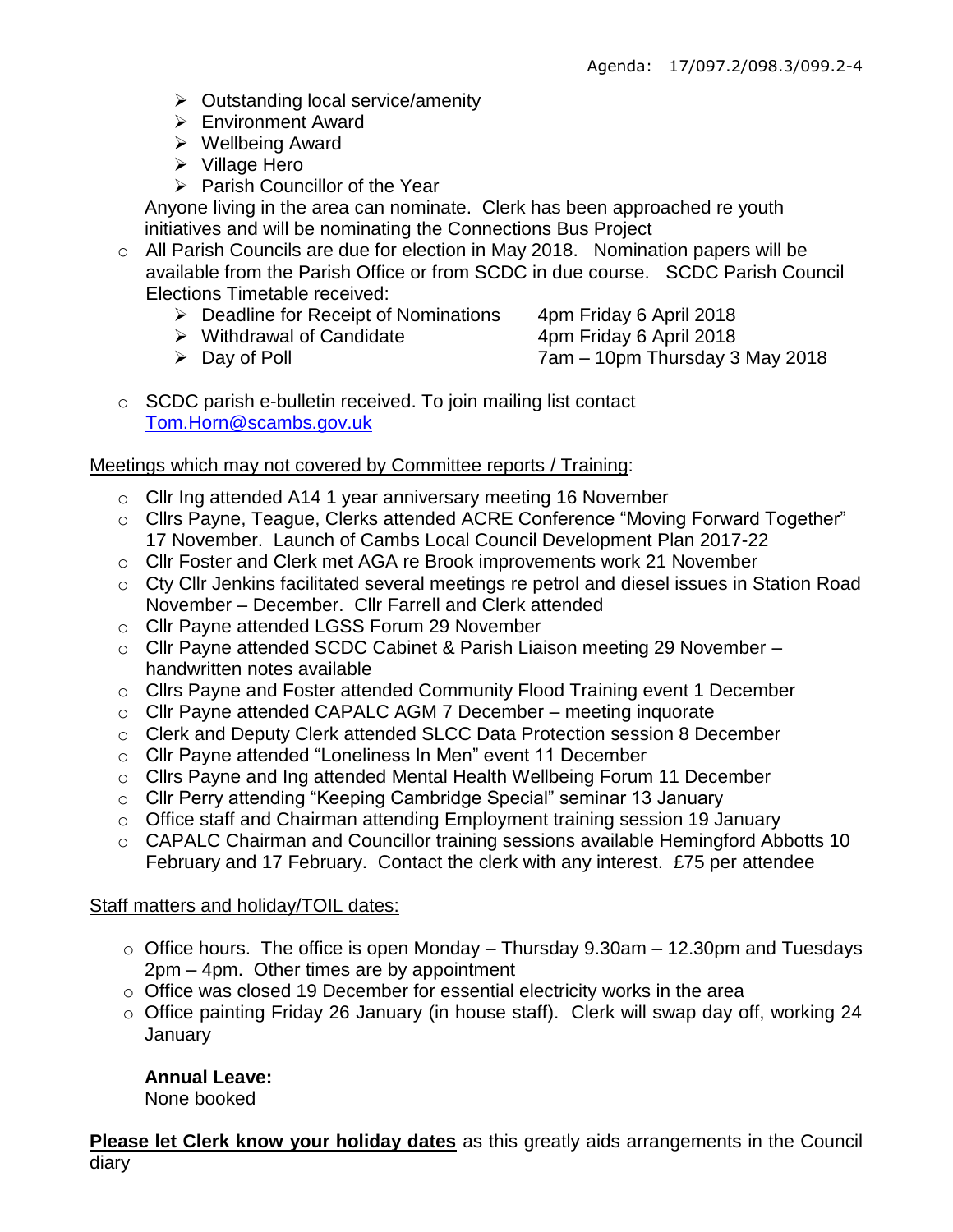Agenda: 17/097.2/098.3/099.2-4

- Outstanding local service/amenity
- Environment Award
- Wellbeing Award
- Village Hero
- Parish Councillor of the Year

Anyone living in the area can nominate. Clerk has been approached re youth initiatives and will be nominating the Connections Bus Project

- All Parish Councils are due for election in May 2018. Nomination papers will be available from the Parish Office or from SCDC in due course. SCDC Parish Council Elections Timetable received:
  - Deadline for Receipt of Nominations — 4pm Friday 6 April 2018
  - Withdrawal of Candidate — 4pm Friday 6 April 2018
  - Day of Poll — 7am – 10pm Thursday 3 May 2018
- SCDC parish e-bulletin received. To join mailing list contact Tom.Horn@scambs.gov.uk

<u>Meetings which may not covered by Committee reports / Training</u>:

- Cllr Ing attended A14 1 year anniversary meeting 16 November
- Cllrs Payne, Teague, Clerks attended ACRE Conference "Moving Forward Together" 17 November. Launch of Cambs Local Council Development Plan 2017-22
- Cllr Foster and Clerk met AGA re Brook improvements work 21 November
- Cty Cllr Jenkins facilitated several meetings re petrol and diesel issues in Station Road November – December. Cllr Farrell and Clerk attended
- Cllr Payne attended LGSS Forum 29 November
- Cllr Payne attended SCDC Cabinet & Parish Liaison meeting 29 November – handwritten notes available
- Cllrs Payne and Foster attended Community Flood Training event 1 December
- Cllr Payne attended CAPALC AGM 7 December – meeting inquorate
- Clerk and Deputy Clerk attended SLCC Data Protection session 8 December
- Cllr Payne attended "Loneliness In Men" event 11 December
- Cllrs Payne and Ing attended Mental Health Wellbeing Forum 11 December
- Cllr Perry attending "Keeping Cambridge Special" seminar 13 January
- Office staff and Chairman attending Employment training session 19 January
- CAPALC Chairman and Councillor training sessions available Hemingford Abbotts 10 February and 17 February. Contact the clerk with any interest. £75 per attendee

<u>Staff matters and holiday/TOIL dates:</u>

- Office hours. The office is open Monday – Thursday 9.30am – 12.30pm and Tuesdays 2pm – 4pm. Other times are by appointment
- Office was closed 19 December for essential electricity works in the area
- Office painting Friday 26 January (in house staff). Clerk will swap day off, working 24 January

**Annual Leave:**
None booked

**<u>Please let Clerk know your holiday dates</u>** as this greatly aids arrangements in the Council diary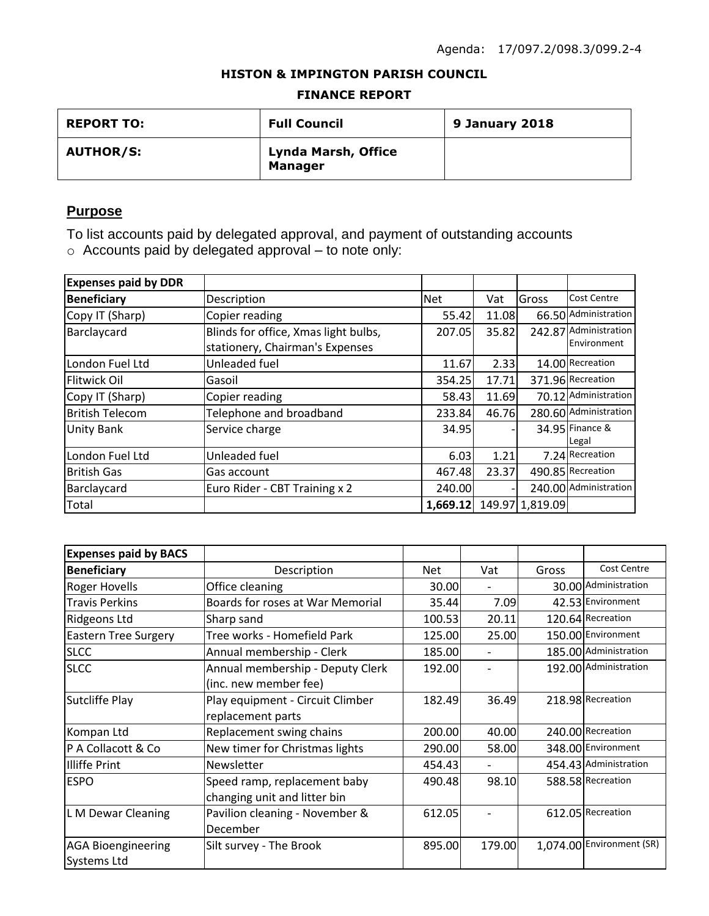Agenda: 17/097.2/098.3/099.2-4

**HISTON & IMPINGTON PARISH COUNCIL**

**FINANCE REPORT**

| **REPORT TO:** | **Full Council** | **9 January 2018** |
|---|---|---|
| **AUTHOR/S:** | **Lynda Marsh, Office Manager** | |

## Purpose

To list accounts paid by delegated approval, and payment of outstanding accounts

- Accounts paid by delegated approval – to note only:

| **Expenses paid by DDR** | | | | | |
|---|---|---|---|---|---|
| **Beneficiary** | Description | Net | Vat | Gross | Cost Centre |
| Copy IT (Sharp) | Copier reading | 55.42 | 11.08 | 66.50 | Administration |
| Barclaycard | Blinds for office, Xmas light bulbs, stationery, Chairman's Expenses | 207.05 | 35.82 | 242.87 | Administration Environment |
| London Fuel Ltd | Unleaded fuel | 11.67 | 2.33 | 14.00 | Recreation |
| Flitwick Oil | Gasoil | 354.25 | 17.71 | 371.96 | Recreation |
| Copy IT (Sharp) | Copier reading | 58.43 | 11.69 | 70.12 | Administration |
| British Telecom | Telephone and broadband | 233.84 | 46.76 | 280.60 | Administration |
| Unity Bank | Service charge | 34.95 | - | 34.95 | Finance & Legal |
| London Fuel Ltd | Unleaded fuel | 6.03 | 1.21 | 7.24 | Recreation |
| British Gas | Gas account | 467.48 | 23.37 | 490.85 | Recreation |
| Barclaycard | Euro Rider - CBT Training x 2 | 240.00 | - | 240.00 | Administration |
| Total | | **1,669.12** | 149.97 | 1,819.09 | |

| **Expenses paid by BACS** | | | | | |
|---|---|---|---|---|---|
| **Beneficiary** | Description | Net | Vat | Gross | Cost Centre |
| Roger Hovells | Office cleaning | 30.00 | - | 30.00 | Administration |
| Travis Perkins | Boards for roses at War Memorial | 35.44 | 7.09 | 42.53 | Environment |
| Ridgeons Ltd | Sharp sand | 100.53 | 20.11 | 120.64 | Recreation |
| Eastern Tree Surgery | Tree works - Homefield Park | 125.00 | 25.00 | 150.00 | Environment |
| SLCC | Annual membership - Clerk | 185.00 | - | 185.00 | Administration |
| SLCC | Annual membership - Deputy Clerk (inc. new member fee) | 192.00 | - | 192.00 | Administration |
| Sutcliffe Play | Play equipment - Circuit Climber replacement parts | 182.49 | 36.49 | 218.98 | Recreation |
| Kompan Ltd | Replacement swing chains | 200.00 | 40.00 | 240.00 | Recreation |
| P A Collacott & Co | New timer for Christmas lights | 290.00 | 58.00 | 348.00 | Environment |
| Illiffe Print | Newsletter | 454.43 | - | 454.43 | Administration |
| ESPO | Speed ramp, replacement baby changing unit and litter bin | 490.48 | 98.10 | 588.58 | Recreation |
| L M Dewar Cleaning | Pavilion cleaning - November & December | 612.05 | - | 612.05 | Recreation |
| AGA Bioengineering Systems Ltd | Silt survey - The Brook | 895.00 | 179.00 | 1,074.00 | Environment (SR) |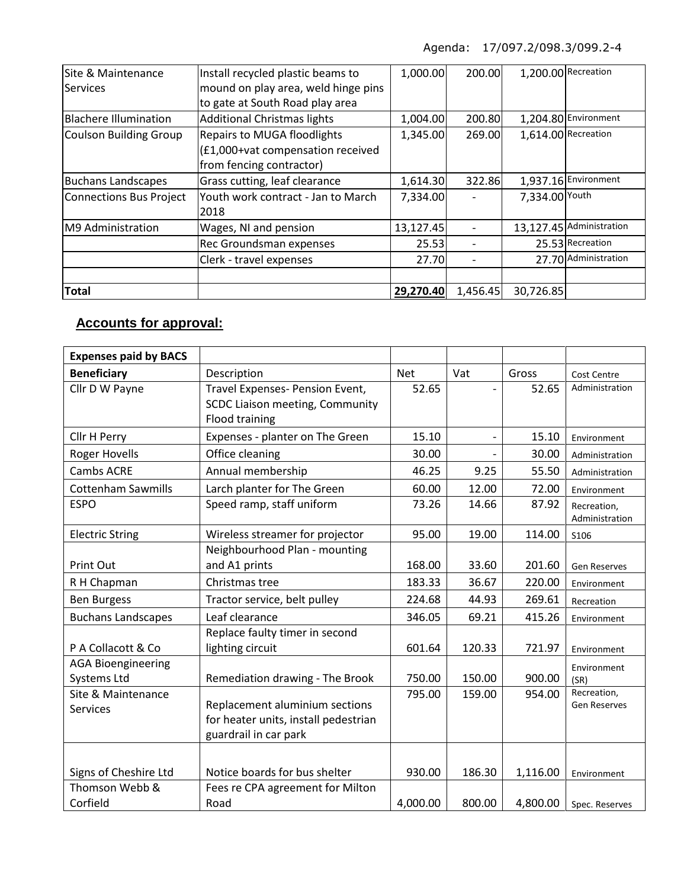Agenda: 17/097.2/098.3/099.2-4

| | | | | | |
|---|---|---|---|---|---|
| Site & Maintenance Services | Install recycled plastic beams to mound on play area, weld hinge pins to gate at South Road play area | 1,000.00 | 200.00 | 1,200.00 | Recreation |
| Blachere Illumination | Additional Christmas lights | 1,004.00 | 200.80 | 1,204.80 | Environment |
| Coulson Building Group | Repairs to MUGA floodlights (£1,000+vat compensation received from fencing contractor) | 1,345.00 | 269.00 | 1,614.00 | Recreation |
| Buchans Landscapes | Grass cutting, leaf clearance | 1,614.30 | 322.86 | 1,937.16 | Environment |
| Connections Bus Project | Youth work contract - Jan to March 2018 | 7,334.00 | - | 7,334.00 | Youth |
| M9 Administration | Wages, NI and pension | 13,127.45 | - | 13,127.45 | Administration |
| | Rec Groundsman expenses | 25.53 | - | 25.53 | Recreation |
| | Clerk - travel expenses | 27.70 | - | 27.70 | Administration |
| | | | | | |
| **Total** | | 29,270.40 | 1,456.45 | 30,726.85 | |

## Accounts for approval:

| **Expenses paid by BACS** | | | | | |
|---|---|---|---|---|---|
| **Beneficiary** | Description | Net | Vat | Gross | Cost Centre |
| Cllr D W Payne | Travel Expenses- Pension Event, SCDC Liaison meeting, Community Flood training | 52.65 | - | 52.65 | Administration |
| Cllr H Perry | Expenses - planter on The Green | 15.10 | - | 15.10 | Environment |
| Roger Hovells | Office cleaning | 30.00 | - | 30.00 | Administration |
| Cambs ACRE | Annual membership | 46.25 | 9.25 | 55.50 | Administration |
| Cottenham Sawmills | Larch planter for The Green | 60.00 | 12.00 | 72.00 | Environment |
| ESPO | Speed ramp, staff uniform | 73.26 | 14.66 | 87.92 | Recreation, Administration |
| Electric String | Wireless streamer for projector | 95.00 | 19.00 | 114.00 | S106 |
| Print Out | Neighbourhood Plan - mounting and A1 prints | 168.00 | 33.60 | 201.60 | Gen Reserves |
| R H Chapman | Christmas tree | 183.33 | 36.67 | 220.00 | Environment |
| Ben Burgess | Tractor service, belt pulley | 224.68 | 44.93 | 269.61 | Recreation |
| Buchans Landscapes | Leaf clearance | 346.05 | 69.21 | 415.26 | Environment |
| P A Collacott & Co | Replace faulty timer in second lighting circuit | 601.64 | 120.33 | 721.97 | Environment |
| AGA Bioengineering Systems Ltd | Remediation drawing - The Brook | 750.00 | 150.00 | 900.00 | Environment (SR) |
| Site & Maintenance Services | Replacement aluminium sections for heater units, install pedestrian guardrail in car park | 795.00 | 159.00 | 954.00 | Recreation, Gen Reserves |
| Signs of Cheshire Ltd | Notice boards for bus shelter | 930.00 | 186.30 | 1,116.00 | Environment |
| Thomson Webb & Corfield | Fees re CPA agreement for Milton Road | 4,000.00 | 800.00 | 4,800.00 | Spec. Reserves |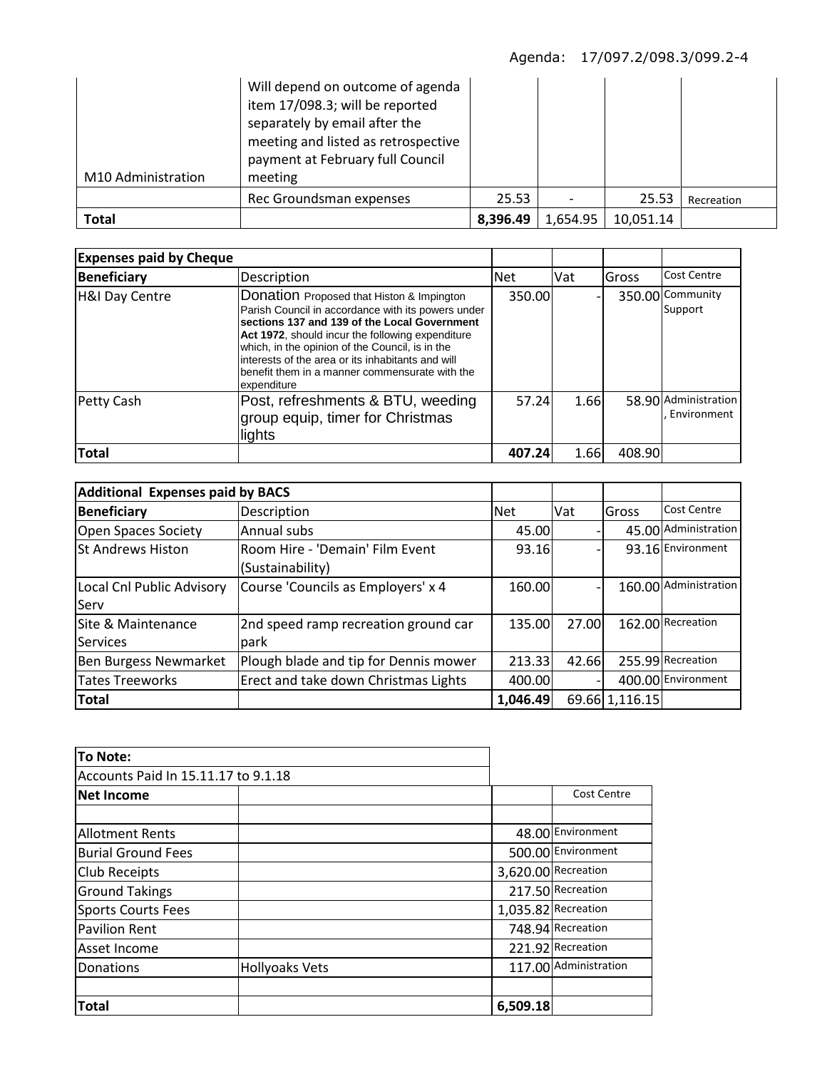Agenda: 17/097.2/098.3/099.2-4

| | | | | | |
|---|---|---|---|---|---|
| M10 Administration | Will depend on outcome of agenda item 17/098.3; will be reported separately by email after the meeting and listed as retrospective payment at February full Council meeting | | | | |
| | Rec Groundsman expenses | 25.53 | - | 25.53 | Recreation |
| **Total** | | **8,396.49** | 1,654.95 | 10,051.14 | |

| **Expenses paid by Cheque** | | | | | |
|---|---|---|---|---|---|
| **Beneficiary** | Description | Net | Vat | Gross | Cost Centre |
| H&I Day Centre | Donation Proposed that Histon & Impington Parish Council in accordance with its powers under **sections 137 and 139 of the Local Government Act 1972**, should incur the following expenditure which, in the opinion of the Council, is in the interests of the area or its inhabitants and will benefit them in a manner commensurate with the expenditure | 350.00 | - | 350.00 | Community Support |
| Petty Cash | Post, refreshments & BTU, weeding group equip, timer for Christmas lights | 57.24 | 1.66 | 58.90 | Administration, Environment |
| **Total** | | **407.24** | 1.66 | 408.90 | |

| **Additional Expenses paid by BACS** | | | | | |
|---|---|---|---|---|---|
| **Beneficiary** | Description | Net | Vat | Gross | Cost Centre |
| Open Spaces Society | Annual subs | 45.00 | - | 45.00 | Administration |
| St Andrews Histon | Room Hire - 'Demain' Film Event (Sustainability) | 93.16 | - | 93.16 | Environment |
| Local Cnl Public Advisory Serv | Course 'Councils as Employers' x 4 | 160.00 | - | 160.00 | Administration |
| Site & Maintenance Services | 2nd speed ramp recreation ground car park | 135.00 | 27.00 | 162.00 | Recreation |
| Ben Burgess Newmarket | Plough blade and tip for Dennis mower | 213.33 | 42.66 | 255.99 | Recreation |
| Tates Treeworks | Erect and take down Christmas Lights | 400.00 | - | 400.00 | Environment |
| **Total** | | **1,046.49** | 69.66 | 1,116.15 | |

| **To Note:** | | | |
|---|---|---|---|
| Accounts Paid In 15.11.17 to 9.1.18 | | | |
| **Net Income** | | | Cost Centre |
| | | | |
| Allotment Rents | | 48.00 | Environment |
| Burial Ground Fees | | 500.00 | Environment |
| Club Receipts | | 3,620.00 | Recreation |
| Ground Takings | | 217.50 | Recreation |
| Sports Courts Fees | | 1,035.82 | Recreation |
| Pavilion Rent | | 748.94 | Recreation |
| Asset Income | | 221.92 | Recreation |
| Donations | Hollyoaks Vets | 117.00 | Administration |
| | | | |
| **Total** | | **6,509.18** | |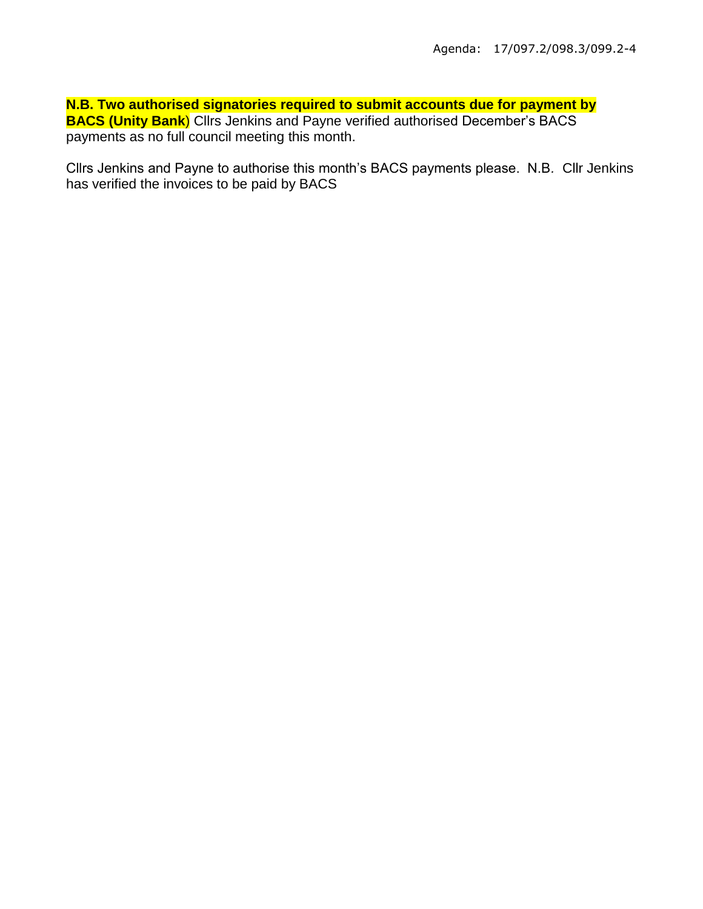Agenda: 17/097.2/098.3/099.2-4

**N.B. Two authorised signatories required to submit accounts due for payment by BACS (Unity Bank**) Cllrs Jenkins and Payne verified authorised December's BACS payments as no full council meeting this month.

Cllrs Jenkins and Payne to authorise this month's BACS payments please. N.B. Cllr Jenkins has verified the invoices to be paid by BACS